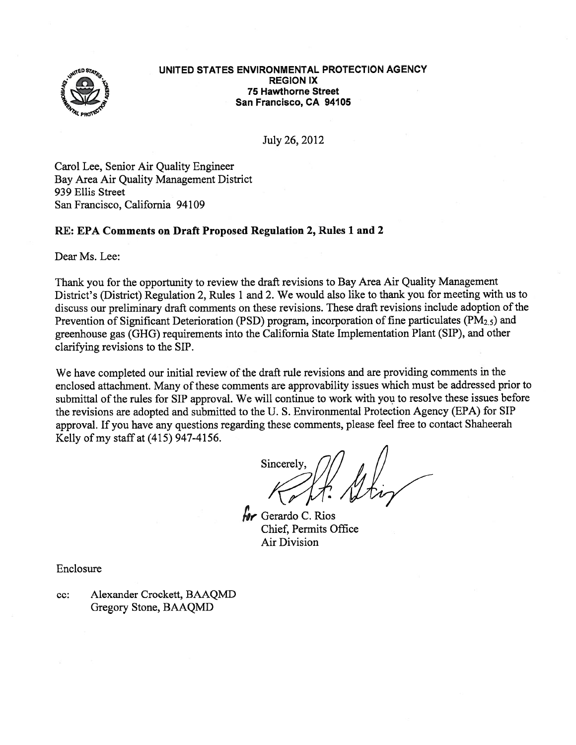**UNITED STATES ENVIRONMENTAL PROTECTION AGENCY**
**REGION IX**
**75 Hawthorne Street**
**San Francisco, CA 94105**

July 26, 2012

Carol Lee, Senior Air Quality Engineer
Bay Area Air Quality Management District
939 Ellis Street
San Francisco, California 94109

**RE: EPA Comments on Draft Proposed Regulation 2, Rules 1 and 2**

Dear Ms. Lee:

Thank you for the opportunity to review the draft revisions to Bay Area Air Quality Management District's (District) Regulation 2, Rules 1 and 2. We would also like to thank you for meeting with us to discuss our preliminary draft comments on these revisions. These draft revisions include adoption of the Prevention of Significant Deterioration (PSD) program, incorporation of fine particulates ($PM_{2.5}$) and greenhouse gas (GHG) requirements into the California State Implementation Plant (SIP), and other clarifying revisions to the SIP.

We have completed our initial review of the draft rule revisions and are providing comments in the enclosed attachment. Many of these comments are approvability issues which must be addressed prior to submittal of the rules for SIP approval. We will continue to work with you to resolve these issues before the revisions are adopted and submitted to the U. S. Environmental Protection Agency (EPA) for SIP approval. If you have any questions regarding these comments, please feel free to contact Shaheerah Kelly of my staff at (415) 947-4156.

Sincerely,

for Gerardo C. Rios
Chief, Permits Office
Air Division

Enclosure

cc: Alexander Crockett, BAAQMD
Gregory Stone, BAAQMD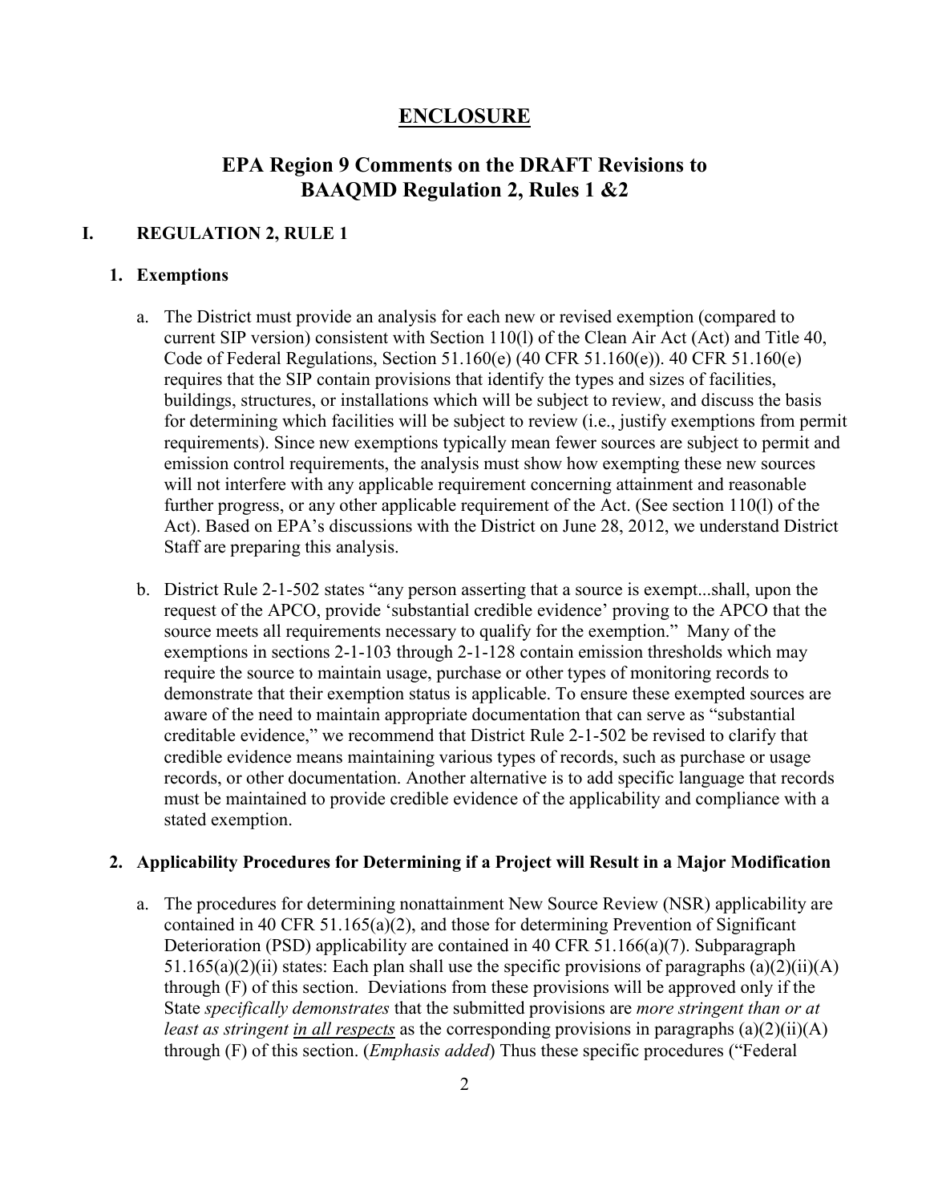# ENCLOSURE

## EPA Region 9 Comments on the DRAFT Revisions to BAAQMD Regulation 2, Rules 1 &2

### I. REGULATION 2, RULE 1

#### 1. Exemptions

a. The District must provide an analysis for each new or revised exemption (compared to current SIP version) consistent with Section 110(l) of the Clean Air Act (Act) and Title 40, Code of Federal Regulations, Section 51.160(e) (40 CFR 51.160(e)). 40 CFR 51.160(e) requires that the SIP contain provisions that identify the types and sizes of facilities, buildings, structures, or installations which will be subject to review, and discuss the basis for determining which facilities will be subject to review (i.e., justify exemptions from permit requirements). Since new exemptions typically mean fewer sources are subject to permit and emission control requirements, the analysis must show how exempting these new sources will not interfere with any applicable requirement concerning attainment and reasonable further progress, or any other applicable requirement of the Act. (See section 110(l) of the Act). Based on EPA's discussions with the District on June 28, 2012, we understand District Staff are preparing this analysis.

b. District Rule 2-1-502 states "any person asserting that a source is exempt...shall, upon the request of the APCO, provide 'substantial credible evidence' proving to the APCO that the source meets all requirements necessary to qualify for the exemption." Many of the exemptions in sections 2-1-103 through 2-1-128 contain emission thresholds which may require the source to maintain usage, purchase or other types of monitoring records to demonstrate that their exemption status is applicable. To ensure these exempted sources are aware of the need to maintain appropriate documentation that can serve as "substantial creditable evidence," we recommend that District Rule 2-1-502 be revised to clarify that credible evidence means maintaining various types of records, such as purchase or usage records, or other documentation. Another alternative is to add specific language that records must be maintained to provide credible evidence of the applicability and compliance with a stated exemption.

#### 2. Applicability Procedures for Determining if a Project will Result in a Major Modification

a. The procedures for determining nonattainment New Source Review (NSR) applicability are contained in 40 CFR 51.165(a)(2), and those for determining Prevention of Significant Deterioration (PSD) applicability are contained in 40 CFR 51.166(a)(7). Subparagraph 51.165(a)(2)(ii) states: Each plan shall use the specific provisions of paragraphs (a)(2)(ii)(A) through (F) of this section. Deviations from these provisions will be approved only if the State *specifically demonstrates* that the submitted provisions are *more stringent than or at least as stringent in all respects* as the corresponding provisions in paragraphs (a)(2)(ii)(A) through (F) of this section. (*Emphasis added*) Thus these specific procedures ("Federal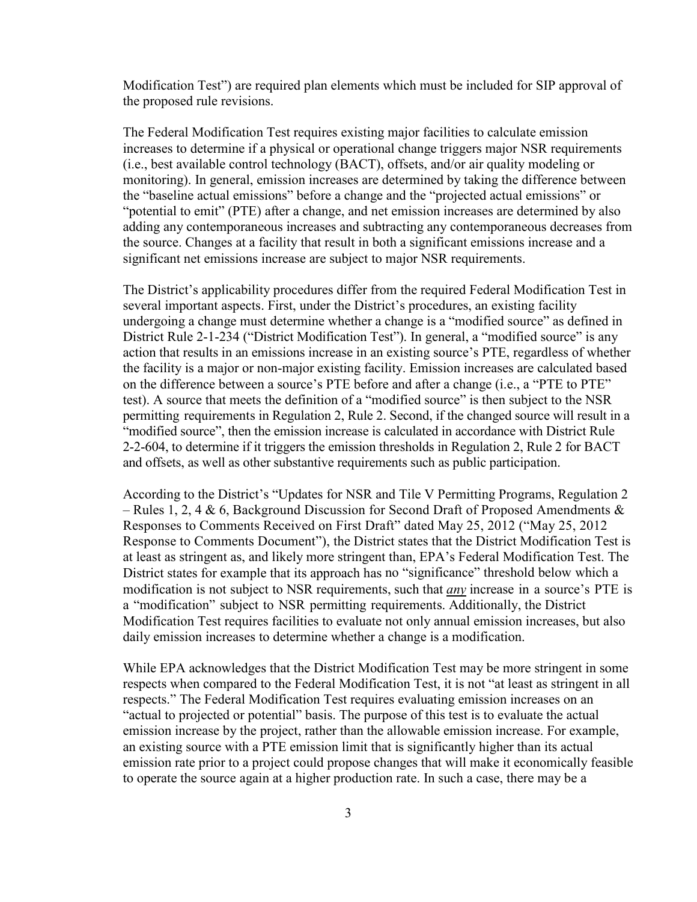Modification Test") are required plan elements which must be included for SIP approval of the proposed rule revisions.

The Federal Modification Test requires existing major facilities to calculate emission increases to determine if a physical or operational change triggers major NSR requirements (i.e., best available control technology (BACT), offsets, and/or air quality modeling or monitoring). In general, emission increases are determined by taking the difference between the "baseline actual emissions" before a change and the "projected actual emissions" or "potential to emit" (PTE) after a change, and net emission increases are determined by also adding any contemporaneous increases and subtracting any contemporaneous decreases from the source. Changes at a facility that result in both a significant emissions increase and a significant net emissions increase are subject to major NSR requirements.

The District's applicability procedures differ from the required Federal Modification Test in several important aspects. First, under the District's procedures, an existing facility undergoing a change must determine whether a change is a "modified source" as defined in District Rule 2-1-234 ("District Modification Test"). In general, a "modified source" is any action that results in an emissions increase in an existing source's PTE, regardless of whether the facility is a major or non-major existing facility. Emission increases are calculated based on the difference between a source's PTE before and after a change (i.e., a "PTE to PTE" test). A source that meets the definition of a "modified source" is then subject to the NSR permitting requirements in Regulation 2, Rule 2. Second, if the changed source will result in a "modified source", then the emission increase is calculated in accordance with District Rule 2-2-604, to determine if it triggers the emission thresholds in Regulation 2, Rule 2 for BACT and offsets, as well as other substantive requirements such as public participation.

According to the District's "Updates for NSR and Tile V Permitting Programs, Regulation 2 – Rules 1, 2, 4 & 6, Background Discussion for Second Draft of Proposed Amendments & Responses to Comments Received on First Draft" dated May 25, 2012 ("May 25, 2012 Response to Comments Document"), the District states that the District Modification Test is at least as stringent as, and likely more stringent than, EPA's Federal Modification Test. The District states for example that its approach has no "significance" threshold below which a modification is not subject to NSR requirements, such that *any* increase in a source's PTE is a "modification" subject to NSR permitting requirements. Additionally, the District Modification Test requires facilities to evaluate not only annual emission increases, but also daily emission increases to determine whether a change is a modification.

While EPA acknowledges that the District Modification Test may be more stringent in some respects when compared to the Federal Modification Test, it is not "at least as stringent in all respects." The Federal Modification Test requires evaluating emission increases on an "actual to projected or potential" basis. The purpose of this test is to evaluate the actual emission increase by the project, rather than the allowable emission increase. For example, an existing source with a PTE emission limit that is significantly higher than its actual emission rate prior to a project could propose changes that will make it economically feasible to operate the source again at a higher production rate. In such a case, there may be a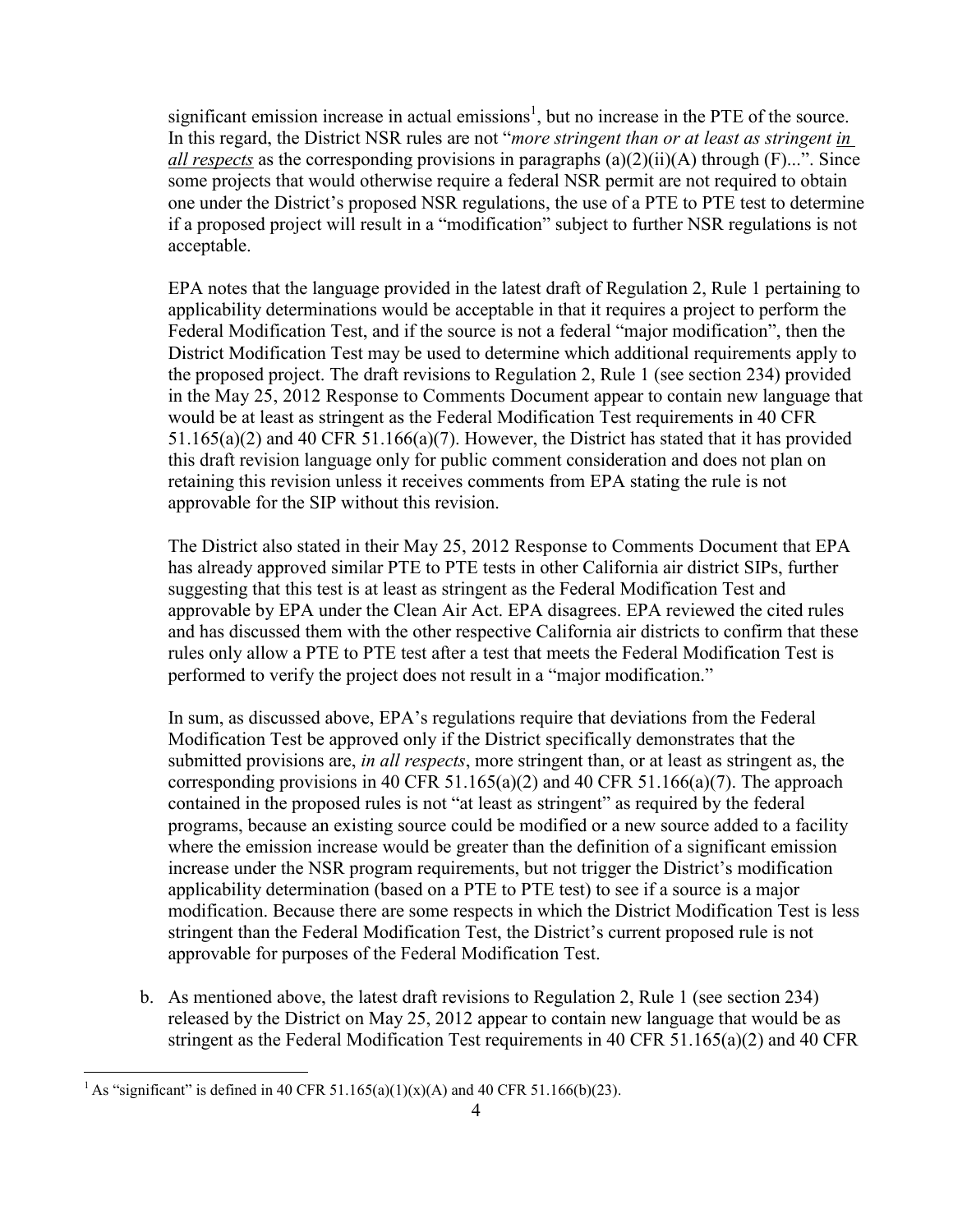significant emission increase in actual emissions[1], but no increase in the PTE of the source. In this regard, the District NSR rules are not "*more stringent than or at least as stringent in all respects* as the corresponding provisions in paragraphs (a)(2)(ii)(A) through (F)...". Since some projects that would otherwise require a federal NSR permit are not required to obtain one under the District's proposed NSR regulations, the use of a PTE to PTE test to determine if a proposed project will result in a "modification" subject to further NSR regulations is not acceptable.

EPA notes that the language provided in the latest draft of Regulation 2, Rule 1 pertaining to applicability determinations would be acceptable in that it requires a project to perform the Federal Modification Test, and if the source is not a federal "major modification", then the District Modification Test may be used to determine which additional requirements apply to the proposed project. The draft revisions to Regulation 2, Rule 1 (see section 234) provided in the May 25, 2012 Response to Comments Document appear to contain new language that would be at least as stringent as the Federal Modification Test requirements in 40 CFR 51.165(a)(2) and 40 CFR 51.166(a)(7). However, the District has stated that it has provided this draft revision language only for public comment consideration and does not plan on retaining this revision unless it receives comments from EPA stating the rule is not approvable for the SIP without this revision.

The District also stated in their May 25, 2012 Response to Comments Document that EPA has already approved similar PTE to PTE tests in other California air district SIPs, further suggesting that this test is at least as stringent as the Federal Modification Test and approvable by EPA under the Clean Air Act. EPA disagrees. EPA reviewed the cited rules and has discussed them with the other respective California air districts to confirm that these rules only allow a PTE to PTE test after a test that meets the Federal Modification Test is performed to verify the project does not result in a "major modification."

In sum, as discussed above, EPA's regulations require that deviations from the Federal Modification Test be approved only if the District specifically demonstrates that the submitted provisions are, *in all respects*, more stringent than, or at least as stringent as, the corresponding provisions in 40 CFR 51.165(a)(2) and 40 CFR 51.166(a)(7). The approach contained in the proposed rules is not "at least as stringent" as required by the federal programs, because an existing source could be modified or a new source added to a facility where the emission increase would be greater than the definition of a significant emission increase under the NSR program requirements, but not trigger the District's modification applicability determination (based on a PTE to PTE test) to see if a source is a major modification. Because there are some respects in which the District Modification Test is less stringent than the Federal Modification Test, the District's current proposed rule is not approvable for purposes of the Federal Modification Test.

b. As mentioned above, the latest draft revisions to Regulation 2, Rule 1 (see section 234) released by the District on May 25, 2012 appear to contain new language that would be as stringent as the Federal Modification Test requirements in 40 CFR 51.165(a)(2) and 40 CFR

---

[1] As "significant" is defined in 40 CFR 51.165(a)(1)(x)(A) and 40 CFR 51.166(b)(23).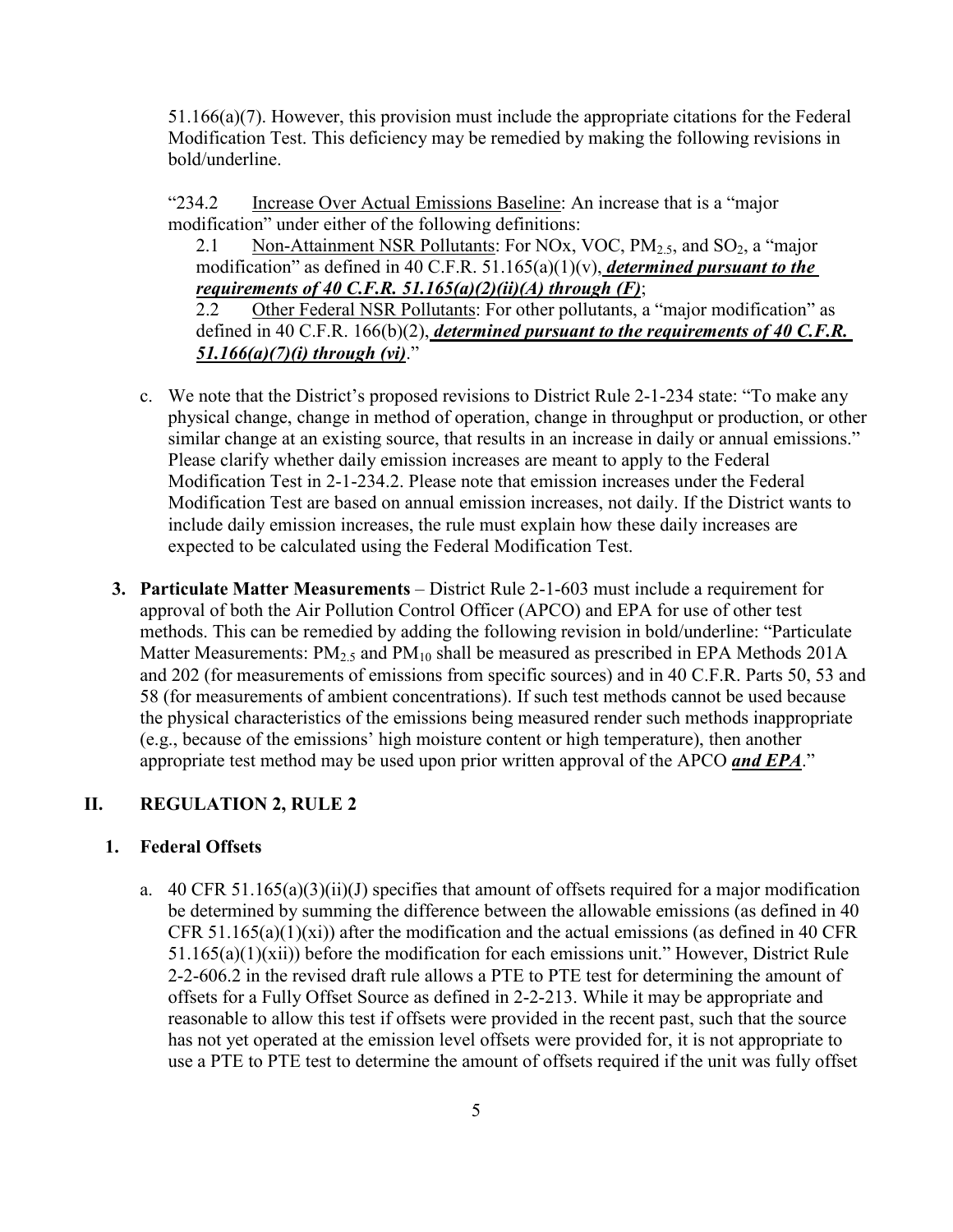51.166(a)(7). However, this provision must include the appropriate citations for the Federal Modification Test. This deficiency may be remedied by making the following revisions in bold/underline.

"234.2 Increase Over Actual Emissions Baseline: An increase that is a "major modification" under either of the following definitions:

2.1 Non-Attainment NSR Pollutants: For NOx, VOC, $PM_{2.5}$, and $SO_2$, a "major modification" as defined in 40 C.F.R. 51.165(a)(1)(v)***, determined pursuant to the requirements of 40 C.F.R. 51.165(a)(2)(ii)(A) through (F)***;

2.2 Other Federal NSR Pollutants: For other pollutants, a "major modification" as defined in 40 C.F.R. 166(b)(2)***, determined pursuant to the requirements of 40 C.F.R. 51.166(a)(7)(i) through (vi)***."

c. We note that the District's proposed revisions to District Rule 2-1-234 state: "To make any physical change, change in method of operation, change in throughput or production, or other similar change at an existing source, that results in an increase in daily or annual emissions." Please clarify whether daily emission increases are meant to apply to the Federal Modification Test in 2-1-234.2. Please note that emission increases under the Federal Modification Test are based on annual emission increases, not daily. If the District wants to include daily emission increases, the rule must explain how these daily increases are expected to be calculated using the Federal Modification Test.

3. **Particulate Matter Measurements** – District Rule 2-1-603 must include a requirement for approval of both the Air Pollution Control Officer (APCO) and EPA for use of other test methods. This can be remedied by adding the following revision in bold/underline: "Particulate Matter Measurements: $PM_{2.5}$ and $PM_{10}$ shall be measured as prescribed in EPA Methods 201A and 202 (for measurements of emissions from specific sources) and in 40 C.F.R. Parts 50, 53 and 58 (for measurements of ambient concentrations). If such test methods cannot be used because the physical characteristics of the emissions being measured render such methods inappropriate (e.g., because of the emissions' high moisture content or high temperature), then another appropriate test method may be used upon prior written approval of the APCO ***and EPA***."

## II. REGULATION 2, RULE 2

### 1. Federal Offsets

a. 40 CFR 51.165(a)(3)(ii)(J) specifies that amount of offsets required for a major modification be determined by summing the difference between the allowable emissions (as defined in 40 CFR 51.165(a)(1)(xi)) after the modification and the actual emissions (as defined in 40 CFR 51.165(a)(1)(xii)) before the modification for each emissions unit." However, District Rule 2-2-606.2 in the revised draft rule allows a PTE to PTE test for determining the amount of offsets for a Fully Offset Source as defined in 2-2-213. While it may be appropriate and reasonable to allow this test if offsets were provided in the recent past, such that the source has not yet operated at the emission level offsets were provided for, it is not appropriate to use a PTE to PTE test to determine the amount of offsets required if the unit was fully offset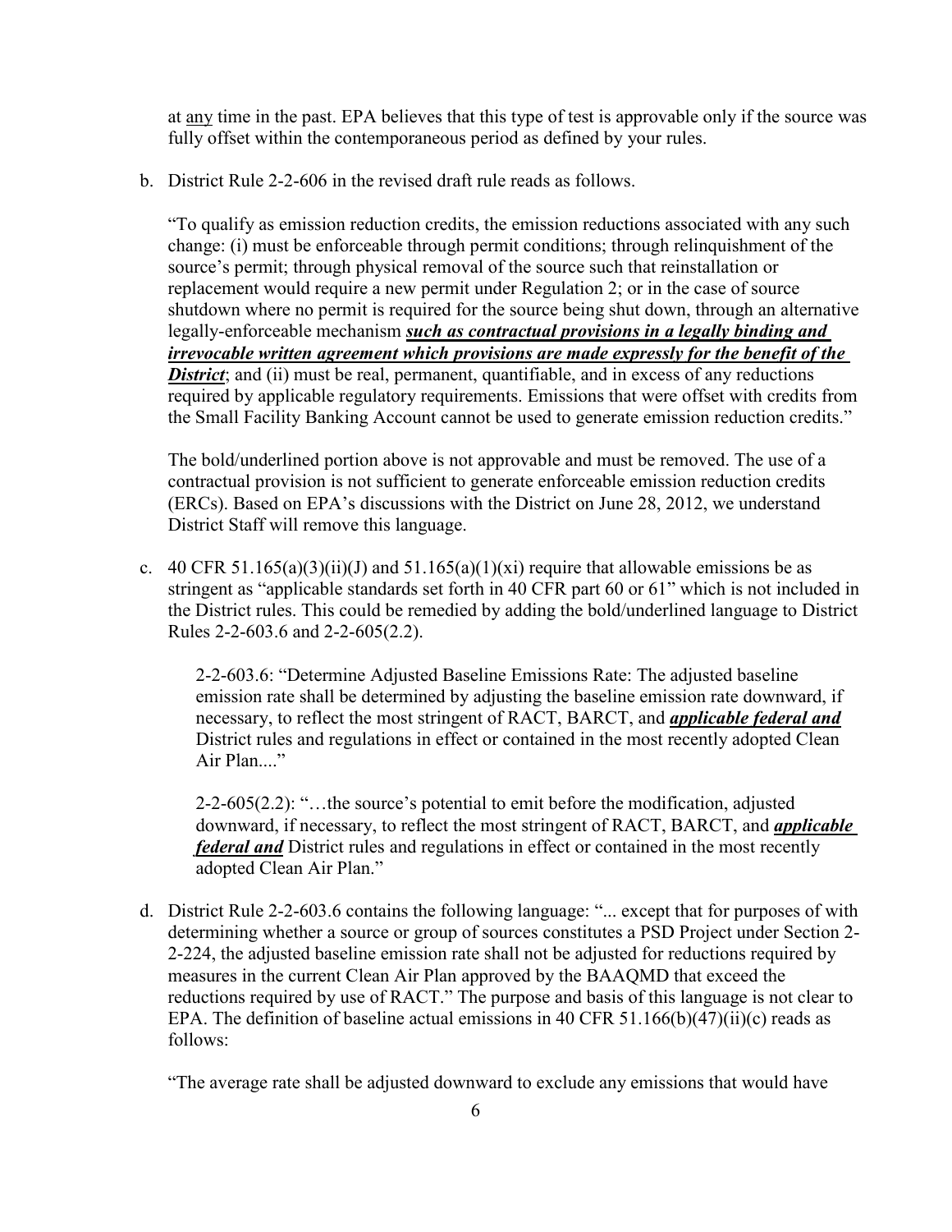at <u>any</u> time in the past. EPA believes that this type of test is approvable only if the source was fully offset within the contemporaneous period as defined by your rules.

b. District Rule 2-2-606 in the revised draft rule reads as follows.

   "To qualify as emission reduction credits, the emission reductions associated with any such change: (i) must be enforceable through permit conditions; through relinquishment of the source's permit; through physical removal of the source such that reinstallation or replacement would require a new permit under Regulation 2; or in the case of source shutdown where no permit is required for the source being shut down, through an alternative legally-enforceable mechanism ***<u>such as contractual provisions in a legally binding and irrevocable written agreement which provisions are made expressly for the benefit of the District</u>***; and (ii) must be real, permanent, quantifiable, and in excess of any reductions required by applicable regulatory requirements. Emissions that were offset with credits from the Small Facility Banking Account cannot be used to generate emission reduction credits."

   The bold/underlined portion above is not approvable and must be removed. The use of a contractual provision is not sufficient to generate enforceable emission reduction credits (ERCs). Based on EPA's discussions with the District on June 28, 2012, we understand District Staff will remove this language.

c. 40 CFR 51.165(a)(3)(ii)(J) and 51.165(a)(1)(xi) require that allowable emissions be as stringent as "applicable standards set forth in 40 CFR part 60 or 61" which is not included in the District rules. This could be remedied by adding the bold/underlined language to District Rules 2-2-603.6 and 2-2-605(2.2).

   2-2-603.6: "Determine Adjusted Baseline Emissions Rate: The adjusted baseline emission rate shall be determined by adjusting the baseline emission rate downward, if necessary, to reflect the most stringent of RACT, BARCT, and ***<u>applicable federal and</u>*** District rules and regulations in effect or contained in the most recently adopted Clean Air Plan...."

   2-2-605(2.2): "…the source's potential to emit before the modification, adjusted downward, if necessary, to reflect the most stringent of RACT, BARCT, and ***<u>applicable federal and</u>*** District rules and regulations in effect or contained in the most recently adopted Clean Air Plan."

d. District Rule 2-2-603.6 contains the following language: "... except that for purposes of with determining whether a source or group of sources constitutes a PSD Project under Section 2-2-224, the adjusted baseline emission rate shall not be adjusted for reductions required by measures in the current Clean Air Plan approved by the BAAQMD that exceed the reductions required by use of RACT." The purpose and basis of this language is not clear to EPA. The definition of baseline actual emissions in 40 CFR 51.166(b)(47)(ii)(c) reads as follows:

   "The average rate shall be adjusted downward to exclude any emissions that would have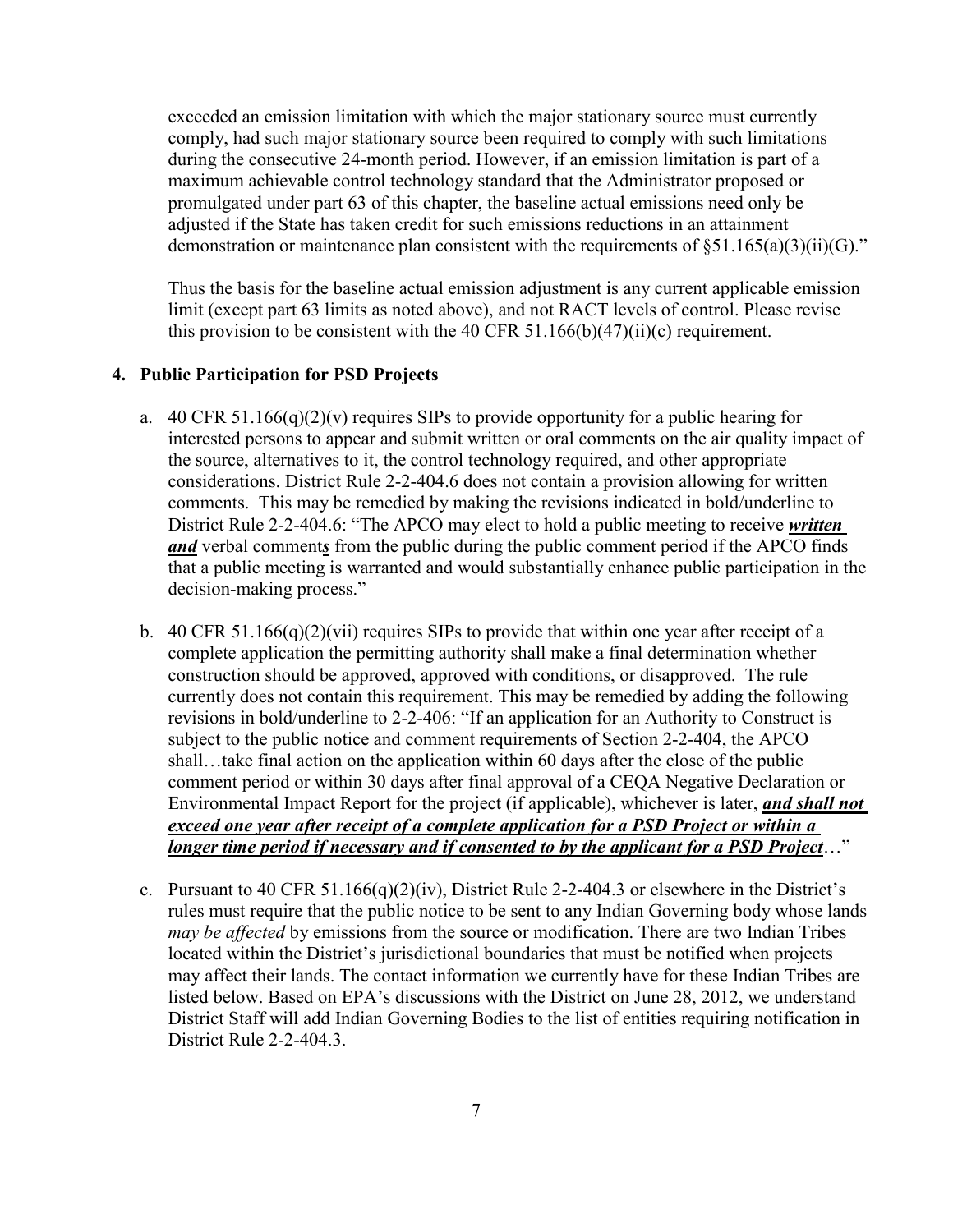exceeded an emission limitation with which the major stationary source must currently comply, had such major stationary source been required to comply with such limitations during the consecutive 24-month period. However, if an emission limitation is part of a maximum achievable control technology standard that the Administrator proposed or promulgated under part 63 of this chapter, the baseline actual emissions need only be adjusted if the State has taken credit for such emissions reductions in an attainment demonstration or maintenance plan consistent with the requirements of §51.165(a)(3)(ii)(G)."

Thus the basis for the baseline actual emission adjustment is any current applicable emission limit (except part 63 limits as noted above), and not RACT levels of control. Please revise this provision to be consistent with the 40 CFR 51.166(b)(47)(ii)(c) requirement.

**4. Public Participation for PSD Projects**

a. 40 CFR 51.166(q)(2)(v) requires SIPs to provide opportunity for a public hearing for interested persons to appear and submit written or oral comments on the air quality impact of the source, alternatives to it, the control technology required, and other appropriate considerations. District Rule 2-2-404.6 does not contain a provision allowing for written comments. This may be remedied by making the revisions indicated in bold/underline to District Rule 2-2-404.6: "The APCO may elect to hold a public meeting to receive <u>***written and***</u> verbal comment<u>***s***</u> from the public during the public comment period if the APCO finds that a public meeting is warranted and would substantially enhance public participation in the decision-making process."

b. 40 CFR 51.166(q)(2)(vii) requires SIPs to provide that within one year after receipt of a complete application the permitting authority shall make a final determination whether construction should be approved, approved with conditions, or disapproved. The rule currently does not contain this requirement. This may be remedied by adding the following revisions in bold/underline to 2-2-406: "If an application for an Authority to Construct is subject to the public notice and comment requirements of Section 2-2-404, the APCO shall…take final action on the application within 60 days after the close of the public comment period or within 30 days after final approval of a CEQA Negative Declaration or Environmental Impact Report for the project (if applicable), whichever is later, <u>***and shall not exceed one year after receipt of a complete application for a PSD Project or within a longer time period if necessary and if consented to by the applicant for a PSD Project***</u>…"

c. Pursuant to 40 CFR 51.166(q)(2)(iv), District Rule 2-2-404.3 or elsewhere in the District's rules must require that the public notice to be sent to any Indian Governing body whose lands *may be affected* by emissions from the source or modification. There are two Indian Tribes located within the District's jurisdictional boundaries that must be notified when projects may affect their lands. The contact information we currently have for these Indian Tribes are listed below. Based on EPA's discussions with the District on June 28, 2012, we understand District Staff will add Indian Governing Bodies to the list of entities requiring notification in District Rule 2-2-404.3.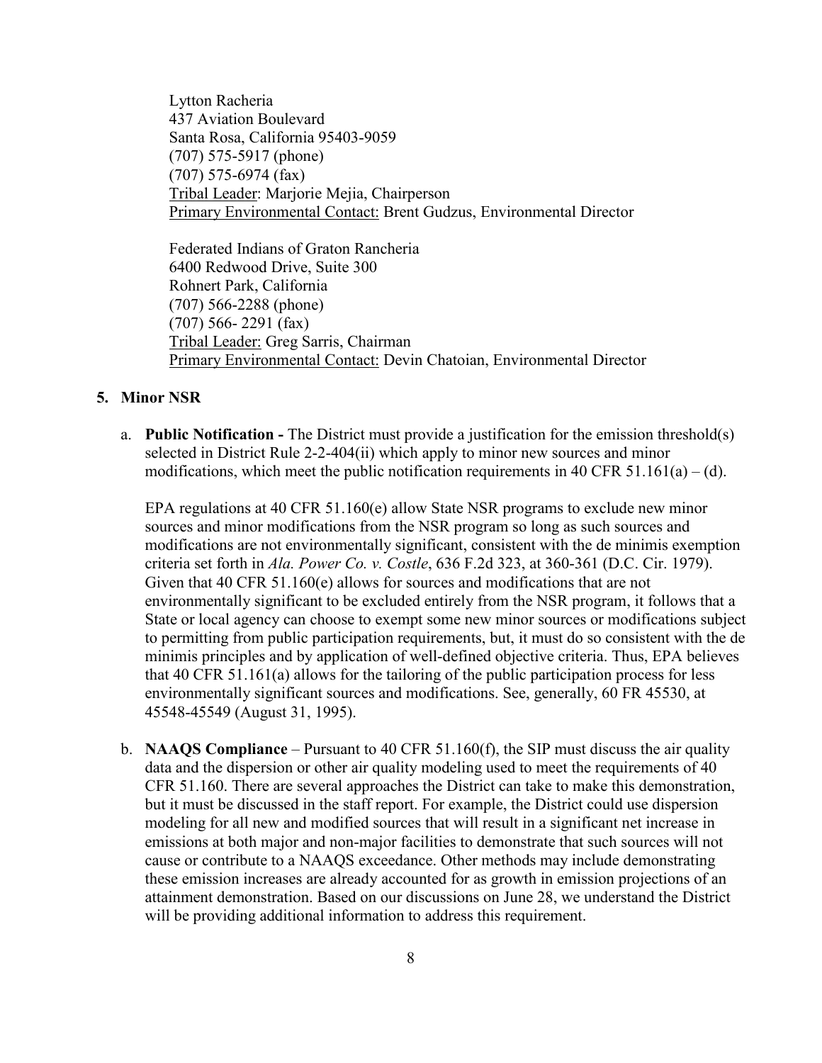Lytton Racheria
437 Aviation Boulevard
Santa Rosa, California 95403-9059
(707) 575-5917 (phone)
(707) 575-6974 (fax)
Tribal Leader: Marjorie Mejia, Chairperson
Primary Environmental Contact: Brent Gudzus, Environmental Director

Federated Indians of Graton Rancheria
6400 Redwood Drive, Suite 300
Rohnert Park, California
(707) 566-2288 (phone)
(707) 566- 2291 (fax)
Tribal Leader: Greg Sarris, Chairman
Primary Environmental Contact: Devin Chatoian, Environmental Director

**5. Minor NSR**

a. **Public Notification -** The District must provide a justification for the emission threshold(s) selected in District Rule 2-2-404(ii) which apply to minor new sources and minor modifications, which meet the public notification requirements in 40 CFR 51.161(a) – (d).

EPA regulations at 40 CFR 51.160(e) allow State NSR programs to exclude new minor sources and minor modifications from the NSR program so long as such sources and modifications are not environmentally significant, consistent with the de minimis exemption criteria set forth in *Ala. Power Co. v. Costle*, 636 F.2d 323, at 360-361 (D.C. Cir. 1979). Given that 40 CFR 51.160(e) allows for sources and modifications that are not environmentally significant to be excluded entirely from the NSR program, it follows that a State or local agency can choose to exempt some new minor sources or modifications subject to permitting from public participation requirements, but, it must do so consistent with the de minimis principles and by application of well-defined objective criteria. Thus, EPA believes that 40 CFR 51.161(a) allows for the tailoring of the public participation process for less environmentally significant sources and modifications. See, generally, 60 FR 45530, at 45548-45549 (August 31, 1995).

b. **NAAQS Compliance** – Pursuant to 40 CFR 51.160(f), the SIP must discuss the air quality data and the dispersion or other air quality modeling used to meet the requirements of 40 CFR 51.160. There are several approaches the District can take to make this demonstration, but it must be discussed in the staff report. For example, the District could use dispersion modeling for all new and modified sources that will result in a significant net increase in emissions at both major and non-major facilities to demonstrate that such sources will not cause or contribute to a NAAQS exceedance. Other methods may include demonstrating these emission increases are already accounted for as growth in emission projections of an attainment demonstration. Based on our discussions on June 28, we understand the District will be providing additional information to address this requirement.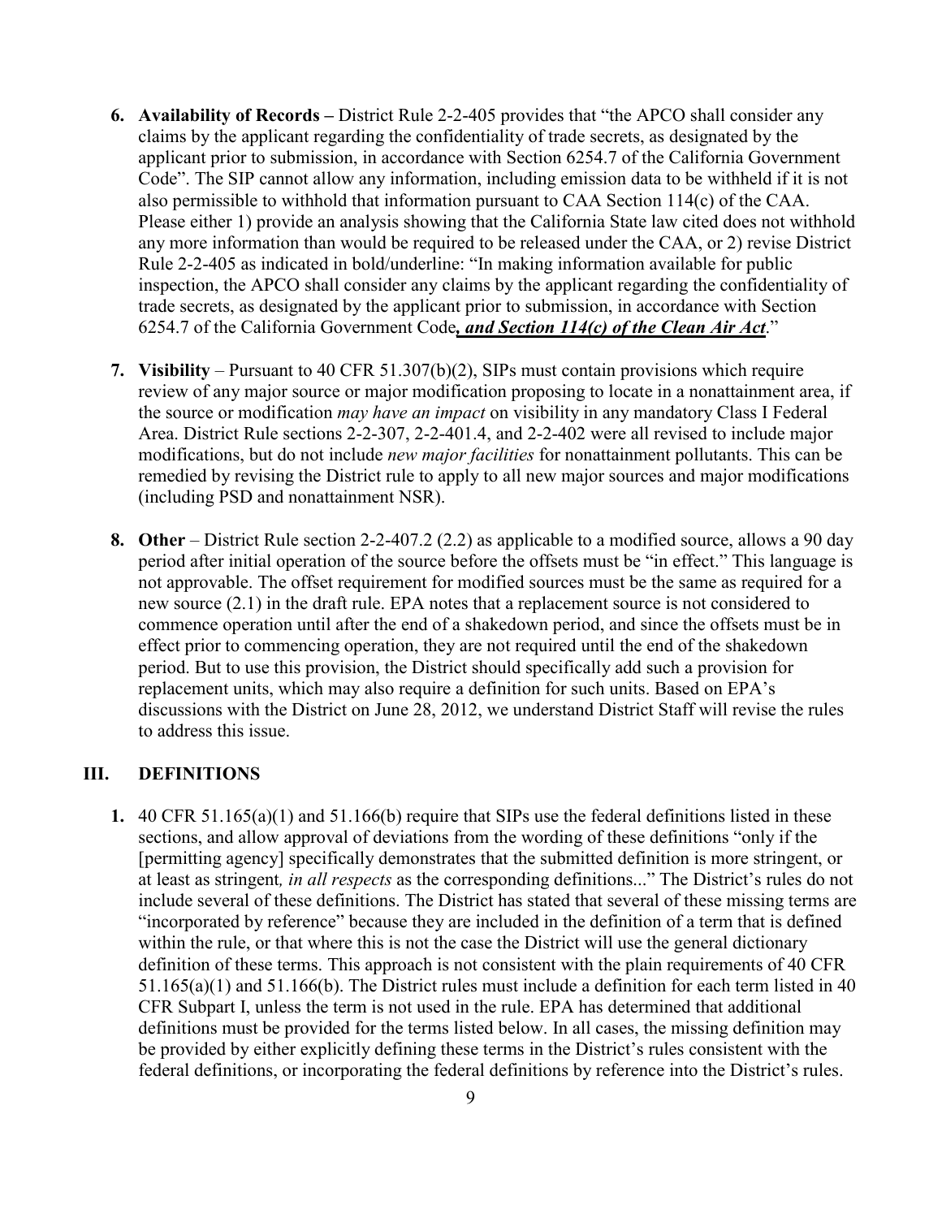6. **Availability of Records –** District Rule 2-2-405 provides that "the APCO shall consider any claims by the applicant regarding the confidentiality of trade secrets, as designated by the applicant prior to submission, in accordance with Section 6254.7 of the California Government Code". The SIP cannot allow any information, including emission data to be withheld if it is not also permissible to withhold that information pursuant to CAA Section 114(c) of the CAA. Please either 1) provide an analysis showing that the California State law cited does not withhold any more information than would be required to be released under the CAA, or 2) revise District Rule 2-2-405 as indicated in bold/underline: "In making information available for public inspection, the APCO shall consider any claims by the applicant regarding the confidentiality of trade secrets, as designated by the applicant prior to submission, in accordance with Section 6254.7 of the California Government Code***<u>, and Section 114(c) of the Clean Air Act</u>***."

7. **Visibility** – Pursuant to 40 CFR 51.307(b)(2), SIPs must contain provisions which require review of any major source or major modification proposing to locate in a nonattainment area, if the source or modification *may have an impact* on visibility in any mandatory Class I Federal Area. District Rule sections 2-2-307, 2-2-401.4, and 2-2-402 were all revised to include major modifications, but do not include *new major facilities* for nonattainment pollutants. This can be remedied by revising the District rule to apply to all new major sources and major modifications (including PSD and nonattainment NSR).

8. **Other** – District Rule section 2-2-407.2 (2.2) as applicable to a modified source, allows a 90 day period after initial operation of the source before the offsets must be "in effect." This language is not approvable. The offset requirement for modified sources must be the same as required for a new source (2.1) in the draft rule. EPA notes that a replacement source is not considered to commence operation until after the end of a shakedown period, and since the offsets must be in effect prior to commencing operation, they are not required until the end of the shakedown period. But to use this provision, the District should specifically add such a provision for replacement units, which may also require a definition for such units. Based on EPA's discussions with the District on June 28, 2012, we understand District Staff will revise the rules to address this issue.

## III. DEFINITIONS

1. 40 CFR 51.165(a)(1) and 51.166(b) require that SIPs use the federal definitions listed in these sections, and allow approval of deviations from the wording of these definitions "only if the [permitting agency] specifically demonstrates that the submitted definition is more stringent, or at least as stringent*, in all respects* as the corresponding definitions..." The District's rules do not include several of these definitions. The District has stated that several of these missing terms are "incorporated by reference" because they are included in the definition of a term that is defined within the rule, or that where this is not the case the District will use the general dictionary definition of these terms. This approach is not consistent with the plain requirements of 40 CFR 51.165(a)(1) and 51.166(b). The District rules must include a definition for each term listed in 40 CFR Subpart I, unless the term is not used in the rule. EPA has determined that additional definitions must be provided for the terms listed below. In all cases, the missing definition may be provided by either explicitly defining these terms in the District's rules consistent with the federal definitions, or incorporating the federal definitions by reference into the District's rules.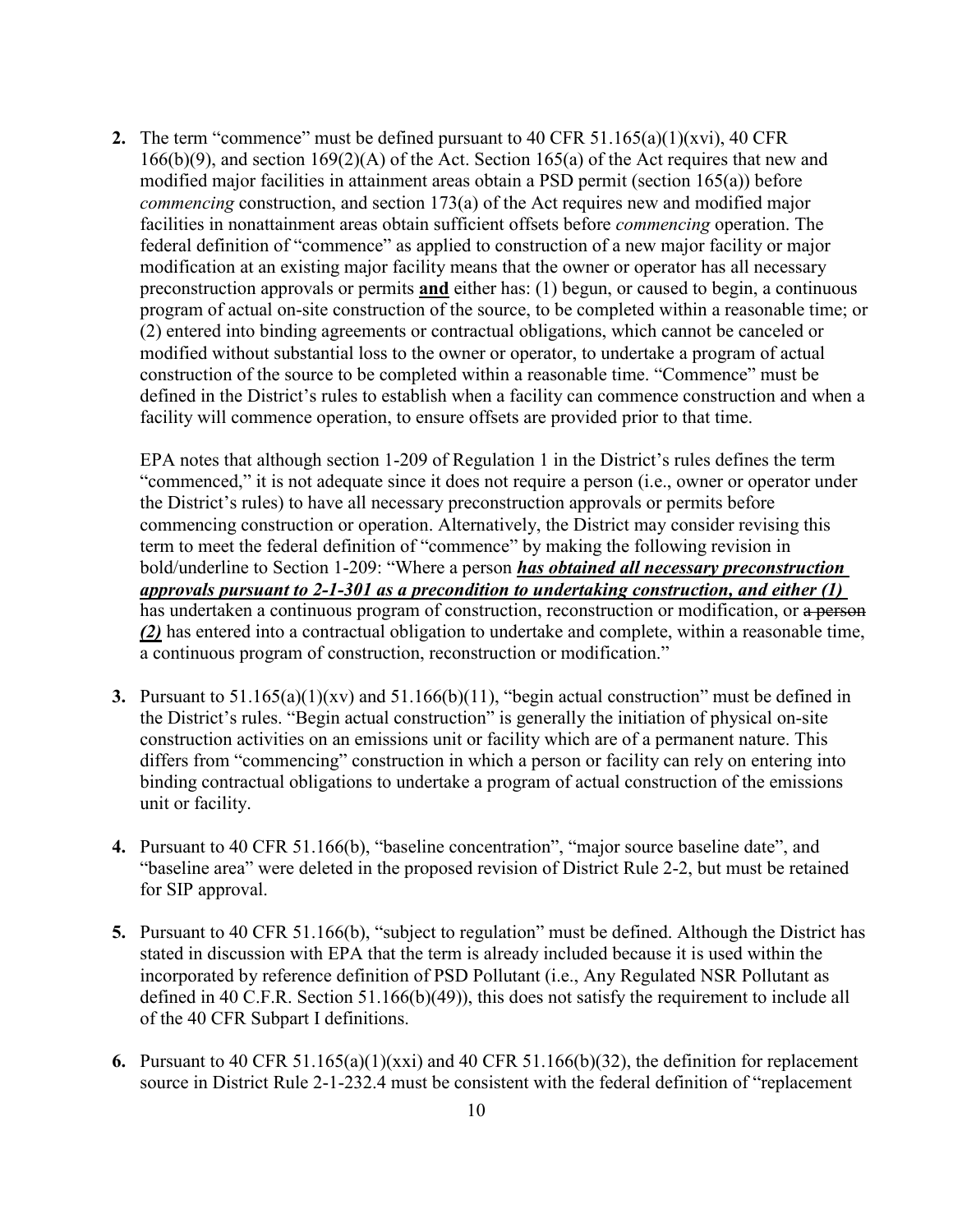2. The term "commence" must be defined pursuant to 40 CFR 51.165(a)(1)(xvi), 40 CFR 166(b)(9), and section 169(2)(A) of the Act. Section 165(a) of the Act requires that new and modified major facilities in attainment areas obtain a PSD permit (section 165(a)) before *commencing* construction, and section 173(a) of the Act requires new and modified major facilities in nonattainment areas obtain sufficient offsets before *commencing* operation. The federal definition of "commence" as applied to construction of a new major facility or major modification at an existing major facility means that the owner or operator has all necessary preconstruction approvals or permits **and** either has: (1) begun, or caused to begin, a continuous program of actual on-site construction of the source, to be completed within a reasonable time; or (2) entered into binding agreements or contractual obligations, which cannot be canceled or modified without substantial loss to the owner or operator, to undertake a program of actual construction of the source to be completed within a reasonable time. "Commence" must be defined in the District's rules to establish when a facility can commence construction and when a facility will commence operation, to ensure offsets are provided prior to that time.

   EPA notes that although section 1-209 of Regulation 1 in the District's rules defines the term "commenced," it is not adequate since it does not require a person (i.e., owner or operator under the District's rules) to have all necessary preconstruction approvals or permits before commencing construction or operation. Alternatively, the District may consider revising this term to meet the federal definition of "commence" by making the following revision in bold/underline to Section 1-209: "Where a person ***has obtained all necessary preconstruction approvals pursuant to 2-1-301 as a precondition to undertaking construction, and either (1)*** has undertaken a continuous program of construction, reconstruction or modification, or ~~a person~~ ***(2)*** has entered into a contractual obligation to undertake and complete, within a reasonable time, a continuous program of construction, reconstruction or modification."

3. Pursuant to 51.165(a)(1)(xv) and 51.166(b)(11), "begin actual construction" must be defined in the District's rules. "Begin actual construction" is generally the initiation of physical on-site construction activities on an emissions unit or facility which are of a permanent nature. This differs from "commencing" construction in which a person or facility can rely on entering into binding contractual obligations to undertake a program of actual construction of the emissions unit or facility.

4. Pursuant to 40 CFR 51.166(b), "baseline concentration", "major source baseline date", and "baseline area" were deleted in the proposed revision of District Rule 2-2, but must be retained for SIP approval.

5. Pursuant to 40 CFR 51.166(b), "subject to regulation" must be defined. Although the District has stated in discussion with EPA that the term is already included because it is used within the incorporated by reference definition of PSD Pollutant (i.e., Any Regulated NSR Pollutant as defined in 40 C.F.R. Section 51.166(b)(49)), this does not satisfy the requirement to include all of the 40 CFR Subpart I definitions.

6. Pursuant to 40 CFR 51.165(a)(1)(xxi) and 40 CFR 51.166(b)(32), the definition for replacement source in District Rule 2-1-232.4 must be consistent with the federal definition of "replacement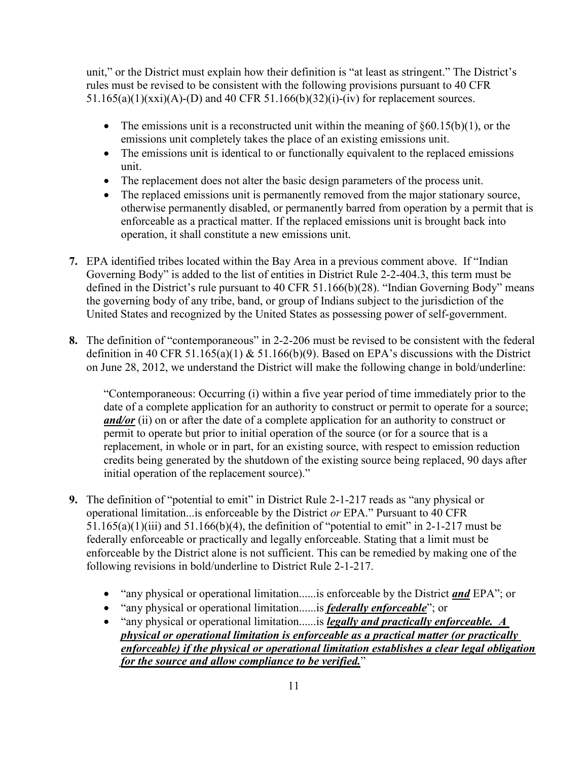unit," or the District must explain how their definition is "at least as stringent." The District's rules must be revised to be consistent with the following provisions pursuant to 40 CFR 51.165(a)(1)(xxi)(A)-(D) and 40 CFR 51.166(b)(32)(i)-(iv) for replacement sources.

- The emissions unit is a reconstructed unit within the meaning of §60.15(b)(1), or the emissions unit completely takes the place of an existing emissions unit.
- The emissions unit is identical to or functionally equivalent to the replaced emissions unit.
- The replacement does not alter the basic design parameters of the process unit.
- The replaced emissions unit is permanently removed from the major stationary source, otherwise permanently disabled, or permanently barred from operation by a permit that is enforceable as a practical matter. If the replaced emissions unit is brought back into operation, it shall constitute a new emissions unit.

**7.** EPA identified tribes located within the Bay Area in a previous comment above. If "Indian Governing Body" is added to the list of entities in District Rule 2-2-404.3, this term must be defined in the District's rule pursuant to 40 CFR 51.166(b)(28). "Indian Governing Body" means the governing body of any tribe, band, or group of Indians subject to the jurisdiction of the United States and recognized by the United States as possessing power of self-government.

**8.** The definition of "contemporaneous" in 2-2-206 must be revised to be consistent with the federal definition in 40 CFR 51.165(a)(1) & 51.166(b)(9). Based on EPA's discussions with the District on June 28, 2012, we understand the District will make the following change in bold/underline:

> "Contemporaneous: Occurring (i) within a five year period of time immediately prior to the date of a complete application for an authority to construct or permit to operate for a source; <u>***and/or***</u> (ii) on or after the date of a complete application for an authority to construct or permit to operate but prior to initial operation of the source (or for a source that is a replacement, in whole or in part, for an existing source, with respect to emission reduction credits being generated by the shutdown of the existing source being replaced, 90 days after initial operation of the replacement source)."

**9.** The definition of "potential to emit" in District Rule 2-1-217 reads as "any physical or operational limitation...is enforceable by the District *or* EPA." Pursuant to 40 CFR 51.165(a)(1)(iii) and 51.166(b)(4), the definition of "potential to emit" in 2-1-217 must be federally enforceable or practically and legally enforceable. Stating that a limit must be enforceable by the District alone is not sufficient. This can be remedied by making one of the following revisions in bold/underline to District Rule 2-1-217.

- "any physical or operational limitation......is enforceable by the District <u>***and***</u> EPA"; or
- "any physical or operational limitation......is <u>***federally enforceable***</u>"; or
- "any physical or operational limitation......is <u>***legally and practically enforceable. A physical or operational limitation is enforceable as a practical matter (or practically enforceable) if the physical or operational limitation establishes a clear legal obligation for the source and allow compliance to be verified.***</u>"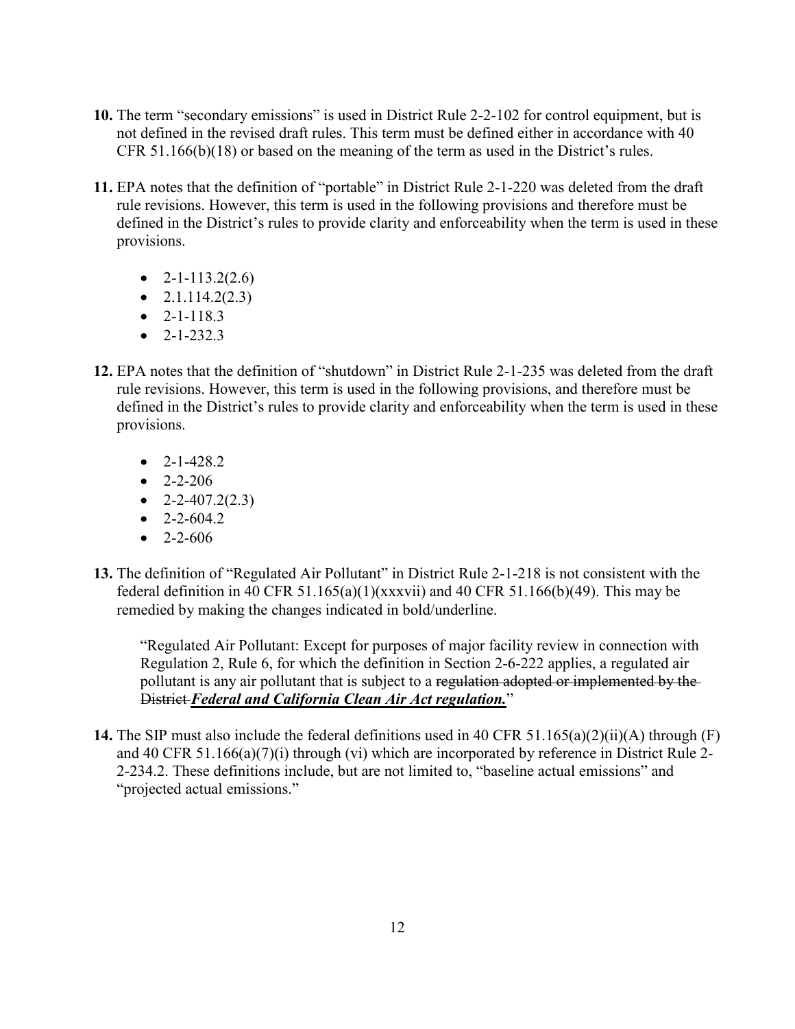**10.** The term "secondary emissions" is used in District Rule 2-2-102 for control equipment, but is not defined in the revised draft rules. This term must be defined either in accordance with 40 CFR 51.166(b)(18) or based on the meaning of the term as used in the District's rules.

**11.** EPA notes that the definition of "portable" in District Rule 2-1-220 was deleted from the draft rule revisions. However, this term is used in the following provisions and therefore must be defined in the District's rules to provide clarity and enforceability when the term is used in these provisions.

- 2-1-113.2(2.6)
- 2.1.114.2(2.3)
- 2-1-118.3
- 2-1-232.3

**12.** EPA notes that the definition of "shutdown" in District Rule 2-1-235 was deleted from the draft rule revisions. However, this term is used in the following provisions, and therefore must be defined in the District's rules to provide clarity and enforceability when the term is used in these provisions.

- 2-1-428.2
- 2-2-206
- 2-2-407.2(2.3)
- 2-2-604.2
- 2-2-606

**13.** The definition of "Regulated Air Pollutant" in District Rule 2-1-218 is not consistent with the federal definition in 40 CFR 51.165(a)(1)(xxxvii) and 40 CFR 51.166(b)(49). This may be remedied by making the changes indicated in bold/underline.

> "Regulated Air Pollutant: Except for purposes of major facility review in connection with Regulation 2, Rule 6, for which the definition in Section 2-6-222 applies, a regulated air pollutant is any air pollutant that is subject to a ~~regulation adopted or implemented by the District~~ ***<u>Federal and California Clean Air Act regulation.</u>***"

**14.** The SIP must also include the federal definitions used in 40 CFR 51.165(a)(2)(ii)(A) through (F) and 40 CFR 51.166(a)(7)(i) through (vi) which are incorporated by reference in District Rule 2-2-234.2. These definitions include, but are not limited to, "baseline actual emissions" and "projected actual emissions."